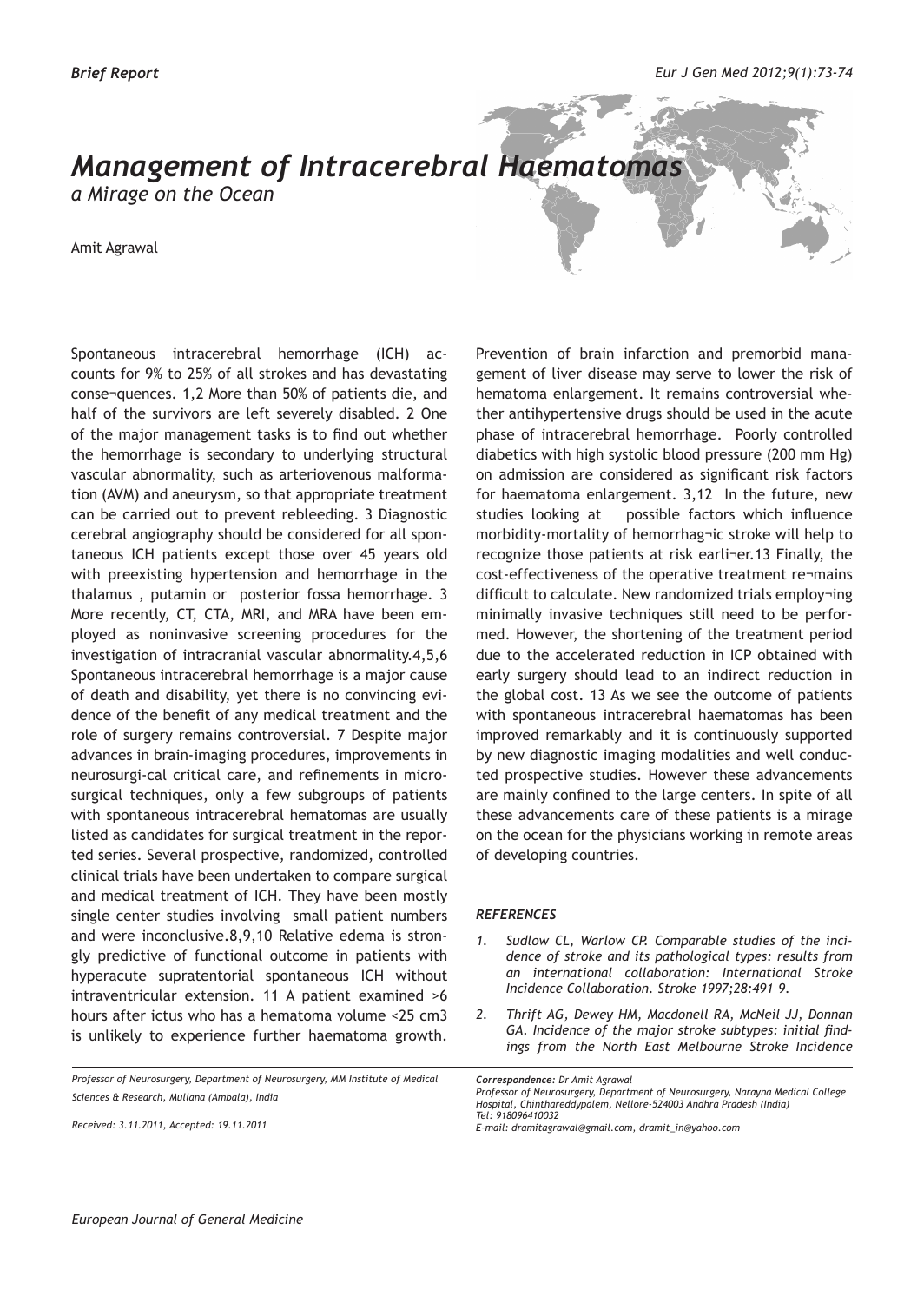*Brief Report*

# *Management of Intracerebral Haematomas*

*a Mirage on the Ocean*

Amit Agrawal

Spontaneous intracerebral hemorrhage (ICH) accounts for 9% to 25% of all strokes and has devastating conse¬quences. 1,2 More than 50% of patients die, and half of the survivors are left severely disabled. 2 One of the major management tasks is to find out whether the hemorrhage is secondary to underlying structural vascular abnormality, such as arteriovenous malformation (AVM) and aneurysm, so that appropriate treatment can be carried out to prevent rebleeding. 3 Diagnostic cerebral angiography should be considered for all spontaneous ICH patients except those over 45 years old with preexisting hypertension and hemorrhage in the thalamus , putamin or posterior fossa hemorrhage. 3 More recently, CT, CTA, MRI, and MRA have been employed as noninvasive screening procedures for the investigation of intracranial vascular abnormality.4,5,6 Spontaneous intracerebral hemorrhage is a major cause of death and disability, yet there is no convincing evidence of the benefit of any medical treatment and the role of surgery remains controversial. 7 Despite major advances in brain-imaging procedures, improvements in neurosurgi-cal critical care, and refinements in microsurgical techniques, only a few subgroups of patients with spontaneous intracerebral hematomas are usually listed as candidates for surgical treatment in the reported series. Several prospective, randomized, controlled clinical trials have been undertaken to compare surgical and medical treatment of ICH. They have been mostly single center studies involving small patient numbers and were inconclusive.8,9,10 Relative edema is strongly predictive of functional outcome in patients with hyperacute supratentorial spontaneous ICH without intraventricular extension. 11 A patient examined >6 hours after ictus who has a hematoma volume <25 cm3 is unlikely to experience further haematoma growth. Prevention of brain infarction and premorbid management of liver disease may serve to lower the risk of hematoma enlargement. It remains controversial whether antihypertensive drugs should be used in the acute phase of intracerebral hemorrhage. Poorly controlled diabetics with high systolic blood pressure (200 mm Hg) on admission are considered as significant risk factors for haematoma enlargement. 3,12 In the future, new studies looking at possible factors which influence morbidity-mortality of hemorrhag¬ic stroke will help to recognize those patients at risk earli¬er.13 Finally, the cost-effectiveness of the operative treatment re¬mains difficult to calculate. New randomized trials employ¬ing minimally invasive techniques still need to be performed. However, the shortening of the treatment period due to the accelerated reduction in ICP obtained with early surgery should lead to an indirect reduction in the global cost. 13 As we see the outcome of patients with spontaneous intracerebral haematomas has been improved remarkably and it is continuously supported by new diagnostic imaging modalities and well conducted prospective studies. However these advancements are mainly confined to the large centers. In spite of all these advancements care of these patients is a mirage on the ocean for the physicians working in remote areas of developing countries.

*Professor of Neurosurgery, Department of Neurosurgery, MM Institute of Medical Sciences & Research, Mullana (Ambala), India*

*Received: 3.11.2011, Accepted: 19.11.2011*

***Correspondence:** Dr Amit Agrawal*
*Professor of Neurosurgery, Department of Neurosurgery, Narayna Medical College Hospital, Chinthareddypalem, Nellore-524003 Andhra Pradesh (India)*
*Tel: 918096410032*
*E-mail: dramitagrawal@gmail.com, dramit_in@yahoo.com*

### *REFERENCES*

1. *Sudlow CL, Warlow CP. Comparable studies of the incidence of stroke and its pathological types: results from an international collaboration: International Stroke Incidence Collaboration. Stroke 1997;28:491–9.*
2. *Thrift AG, Dewey HM, Macdonell RA, McNeil JJ, Donnan GA. Incidence of the major stroke subtypes: initial findings from the North East Melbourne Stroke Incidence*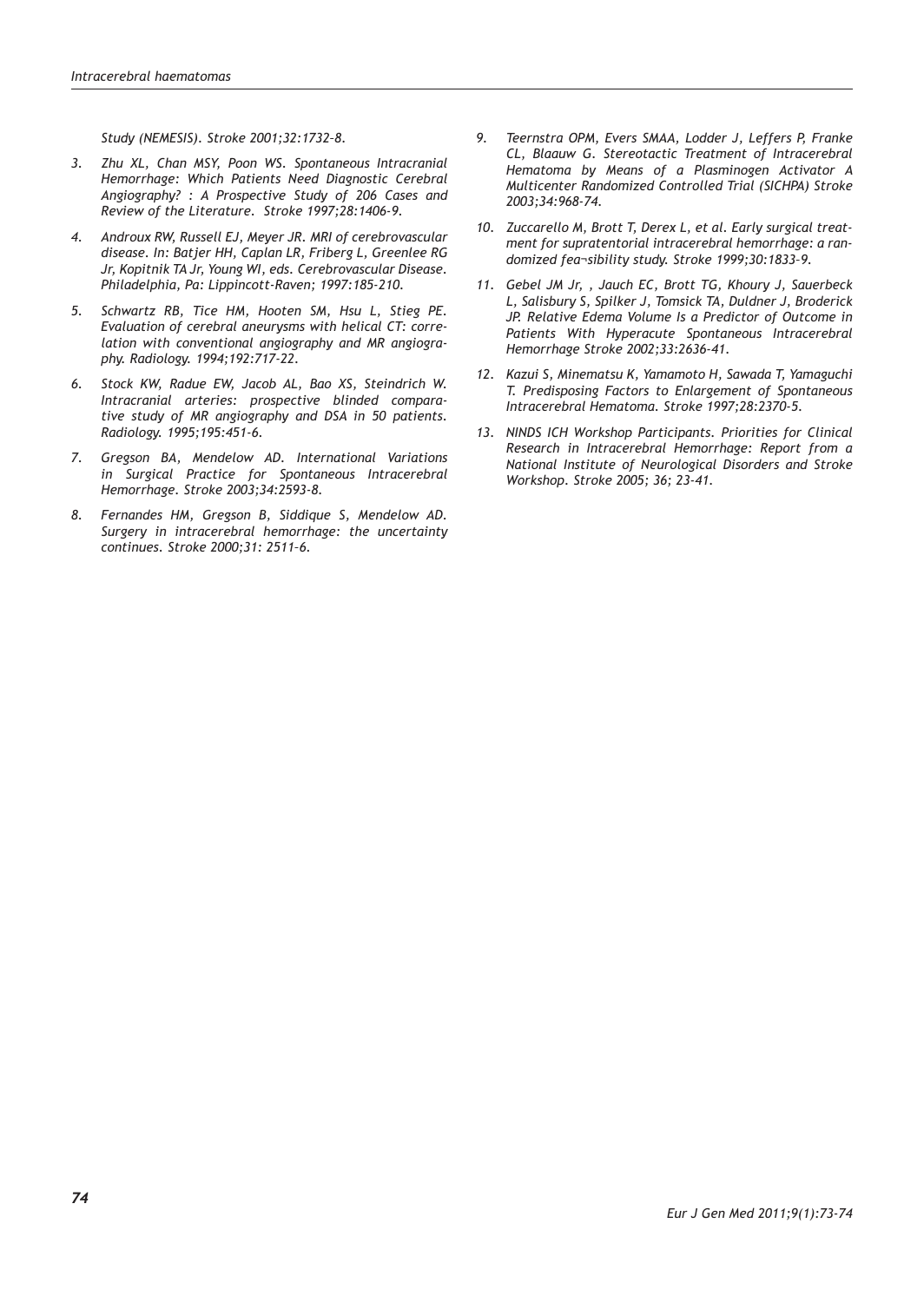*Study (NEMESIS). Stroke 2001;32:1732–8.*

3. *Zhu XL, Chan MSY, Poon WS. Spontaneous Intracranial Hemorrhage: Which Patients Need Diagnostic Cerebral Angiography? : A Prospective Study of 206 Cases and Review of the Literature. Stroke 1997;28:1406-9.*

4. *Androux RW, Russell EJ, Meyer JR. MRI of cerebrovascular disease. In: Batjer HH, Caplan LR, Friberg L, Greenlee RG Jr, Kopitnik TA Jr, Young WI, eds. Cerebrovascular Disease. Philadelphia, Pa: Lippincott-Raven; 1997:185-210.*

5. *Schwartz RB, Tice HM, Hooten SM, Hsu L, Stieg PE. Evaluation of cerebral aneurysms with helical CT: correlation with conventional angiography and MR angiography. Radiology. 1994;192:717-22.*

6. *Stock KW, Radue EW, Jacob AL, Bao XS, Steindrich W. Intracranial arteries: prospective blinded comparative study of MR angiography and DSA in 50 patients. Radiology. 1995;195:451-6.*

7. *Gregson BA, Mendelow AD. International Variations in Surgical Practice for Spontaneous Intracerebral Hemorrhage. Stroke 2003;34:2593-8.*

8. *Fernandes HM, Gregson B, Siddique S, Mendelow AD. Surgery in intracerebral hemorrhage: the uncertainty continues. Stroke 2000;31: 2511–6.*

9. *Teernstra OPM, Evers SMAA, Lodder J, Leffers P, Franke CL, Blaauw G. Stereotactic Treatment of Intracerebral Hematoma by Means of a Plasminogen Activator A Multicenter Randomized Controlled Trial (SICHPA) Stroke 2003;34:968-74.*

10. *Zuccarello M, Brott T, Derex L, et al. Early surgical treatment for supratentorial intracerebral hemorrhage: a randomized fea¬sibility study. Stroke 1999;30:1833–9.*

11. *Gebel JM Jr, , Jauch EC, Brott TG, Khoury J, Sauerbeck L, Salisbury S, Spilker J, Tomsick TA, Duldner J, Broderick JP. Relative Edema Volume Is a Predictor of Outcome in Patients With Hyperacute Spontaneous Intracerebral Hemorrhage Stroke 2002;33:2636-41.*

12. *Kazui S, Minematsu K, Yamamoto H, Sawada T, Yamaguchi T. Predisposing Factors to Enlargement of Spontaneous Intracerebral Hematoma. Stroke 1997;28:2370-5.*

13. *NINDS ICH Workshop Participants. Priorities for Clinical Research in Intracerebral Hemorrhage: Report from a National Institute of Neurological Disorders and Stroke Workshop. Stroke 2005; 36; 23-41.*